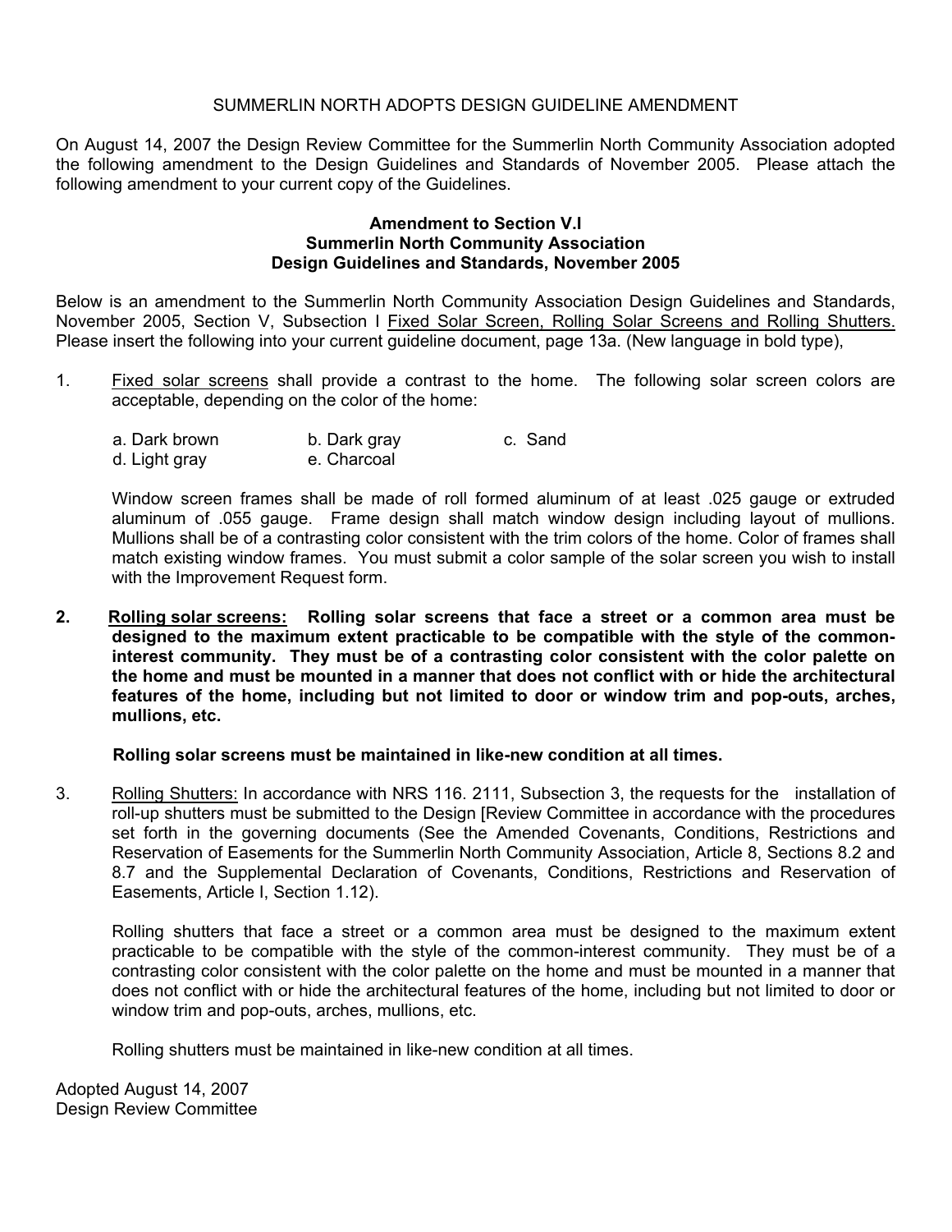SUMMERLIN NORTH ADOPTS DESIGN GUIDELINE AMENDMENT

On August 14, 2007 the Design Review Committee for the Summerlin North Community Association adopted the following amendment to the Design Guidelines and Standards of November 2005. Please attach the following amendment to your current copy of the Guidelines.

**Amendment to Section V.I**
**Summerlin North Community Association**
**Design Guidelines and Standards, November 2005**

Below is an amendment to the Summerlin North Community Association Design Guidelines and Standards, November 2005, Section V, Subsection I Fixed Solar Screen, Rolling Solar Screens and Rolling Shutters. Please insert the following into your current guideline document, page 13a. (New language in bold type),

1. Fixed solar screens shall provide a contrast to the home. The following solar screen colors are acceptable, depending on the color of the home:

   a. Dark brown b. Dark gray c. Sand
   d. Light gray e. Charcoal

   Window screen frames shall be made of roll formed aluminum of at least .025 gauge or extruded aluminum of .055 gauge. Frame design shall match window design including layout of mullions. Mullions shall be of a contrasting color consistent with the trim colors of the home. Color of frames shall match existing window frames. You must submit a color sample of the solar screen you wish to install with the Improvement Request form.

2. **Rolling solar screens: Rolling solar screens that face a street or a common area must be designed to the maximum extent practicable to be compatible with the style of the common-interest community. They must be of a contrasting color consistent with the color palette on the home and must be mounted in a manner that does not conflict with or hide the architectural features of the home, including but not limited to door or window trim and pop-outs, arches, mullions, etc.**

   **Rolling solar screens must be maintained in like-new condition at all times.**

3. Rolling Shutters: In accordance with NRS 116. 2111, Subsection 3, the requests for the installation of roll-up shutters must be submitted to the Design [Review Committee in accordance with the procedures set forth in the governing documents (See the Amended Covenants, Conditions, Restrictions and Reservation of Easements for the Summerlin North Community Association, Article 8, Sections 8.2 and 8.7 and the Supplemental Declaration of Covenants, Conditions, Restrictions and Reservation of Easements, Article I, Section 1.12).

   Rolling shutters that face a street or a common area must be designed to the maximum extent practicable to be compatible with the style of the common-interest community. They must be of a contrasting color consistent with the color palette on the home and must be mounted in a manner that does not conflict with or hide the architectural features of the home, including but not limited to door or window trim and pop-outs, arches, mullions, etc.

   Rolling shutters must be maintained in like-new condition at all times.

Adopted August 14, 2007
Design Review Committee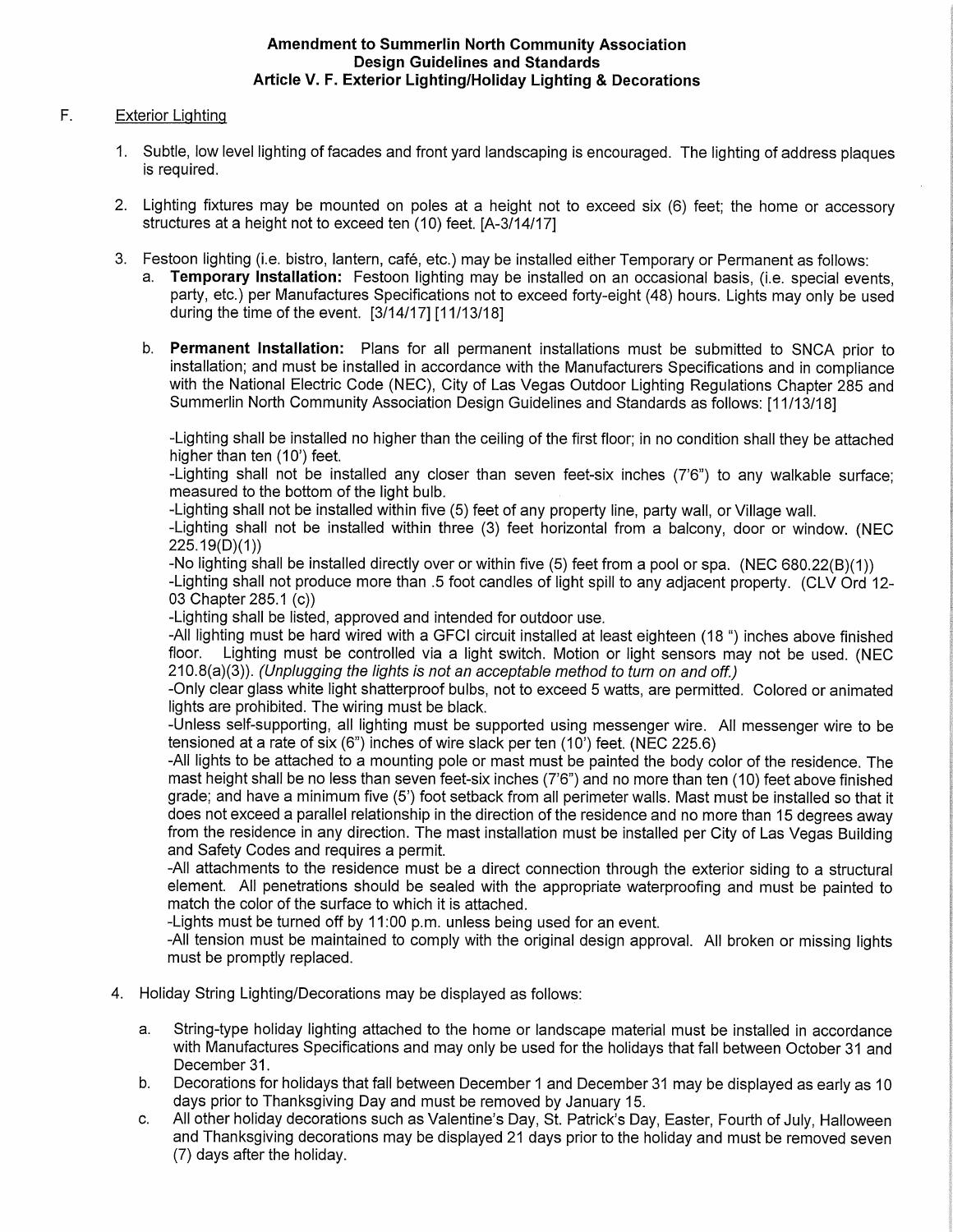**Amendment to Summerlin North Community Association**
**Design Guidelines and Standards**
**Article V. F. Exterior Lighting/Holiday Lighting & Decorations**

F. Exterior Lighting

1. Subtle, low level lighting of facades and front yard landscaping is encouraged. The lighting of address plaques is required.

2. Lighting fixtures may be mounted on poles at a height not to exceed six (6) feet; the home or accessory structures at a height not to exceed ten (10) feet. [A-3/14/17]

3. Festoon lighting (i.e. bistro, lantern, café, etc.) may be installed either Temporary or Permanent as follows:
   a. **Temporary Installation:** Festoon lighting may be installed on an occasional basis, (i.e. special events, party, etc.) per Manufactures Specifications not to exceed forty-eight (48) hours. Lights may only be used during the time of the event. [3/14/17] [11/13/18]

   b. **Permanent Installation:** Plans for all permanent installations must be submitted to SNCA prior to installation; and must be installed in accordance with the Manufacturers Specifications and in compliance with the National Electric Code (NEC), City of Las Vegas Outdoor Lighting Regulations Chapter 285 and Summerlin North Community Association Design Guidelines and Standards as follows: [11/13/18]

   -Lighting shall be installed no higher than the ceiling of the first floor; in no condition shall they be attached higher than ten (10') feet.
   -Lighting shall not be installed any closer than seven feet-six inches (7'6") to any walkable surface; measured to the bottom of the light bulb.
   -Lighting shall not be installed within five (5) feet of any property line, party wall, or Village wall.
   -Lighting shall not be installed within three (3) feet horizontal from a balcony, door or window. (NEC 225.19(D)(1))
   -No lighting shall be installed directly over or within five (5) feet from a pool or spa. (NEC 680.22(B)(1))
   -Lighting shall not produce more than .5 foot candles of light spill to any adjacent property. (CLV Ord 12-03 Chapter 285.1 (c))
   -Lighting shall be listed, approved and intended for outdoor use.
   -All lighting must be hard wired with a GFCI circuit installed at least eighteen (18 ") inches above finished floor. Lighting must be controlled via a light switch. Motion or light sensors may not be used. (NEC 210.8(a)(3)). *(Unplugging the lights is not an acceptable method to turn on and off.)*
   -Only clear glass white light shatterproof bulbs, not to exceed 5 watts, are permitted. Colored or animated lights are prohibited. The wiring must be black.
   -Unless self-supporting, all lighting must be supported using messenger wire. All messenger wire to be tensioned at a rate of six (6") inches of wire slack per ten (10') feet. (NEC 225.6)
   -All lights to be attached to a mounting pole or mast must be painted the body color of the residence. The mast height shall be no less than seven feet-six inches (7'6") and no more than ten (10) feet above finished grade; and have a minimum five (5') foot setback from all perimeter walls. Mast must be installed so that it does not exceed a parallel relationship in the direction of the residence and no more than 15 degrees away from the residence in any direction. The mast installation must be installed per City of Las Vegas Building and Safety Codes and requires a permit.
   -All attachments to the residence must be a direct connection through the exterior siding to a structural element. All penetrations should be sealed with the appropriate waterproofing and must be painted to match the color of the surface to which it is attached.
   -Lights must be turned off by 11:00 p.m. unless being used for an event.
   -All tension must be maintained to comply with the original design approval. All broken or missing lights must be promptly replaced.

4. Holiday String Lighting/Decorations may be displayed as follows:

   a. String-type holiday lighting attached to the home or landscape material must be installed in accordance with Manufactures Specifications and may only be used for the holidays that fall between October 31 and December 31.
   b. Decorations for holidays that fall between December 1 and December 31 may be displayed as early as 10 days prior to Thanksgiving Day and must be removed by January 15.
   c. All other holiday decorations such as Valentine's Day, St. Patrick's Day, Easter, Fourth of July, Halloween and Thanksgiving decorations may be displayed 21 days prior to the holiday and must be removed seven (7) days after the holiday.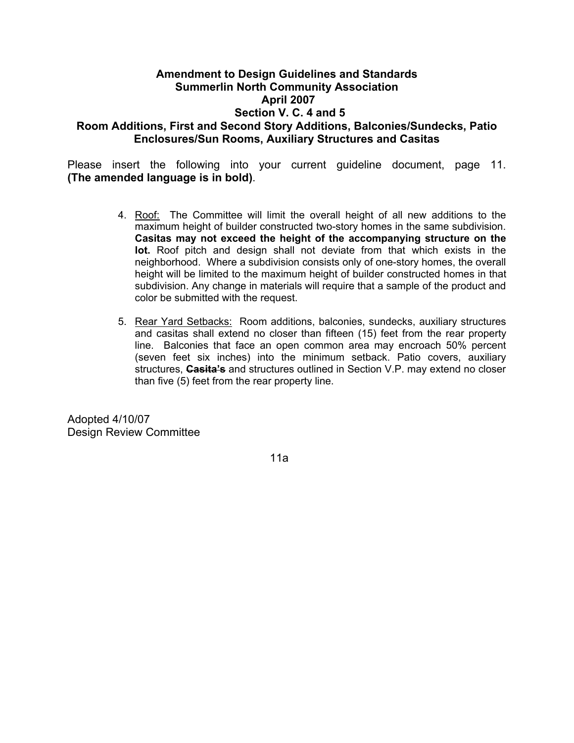**Amendment to Design Guidelines and Standards**
**Summerlin North Community Association**
**April 2007**
**Section V. C. 4 and 5**
**Room Additions, First and Second Story Additions, Balconies/Sundecks, Patio Enclosures/Sun Rooms, Auxiliary Structures and Casitas**

Please insert the following into your current guideline document, page 11. **(The amended language is in bold)**.

4. Roof: The Committee will limit the overall height of all new additions to the maximum height of builder constructed two-story homes in the same subdivision. **Casitas may not exceed the height of the accompanying structure on the lot.** Roof pitch and design shall not deviate from that which exists in the neighborhood. Where a subdivision consists only of one-story homes, the overall height will be limited to the maximum height of builder constructed homes in that subdivision. Any change in materials will require that a sample of the product and color be submitted with the request.

5. Rear Yard Setbacks: Room additions, balconies, sundecks, auxiliary structures and casitas shall extend no closer than fifteen (15) feet from the rear property line. Balconies that face an open common area may encroach 50% percent (seven feet six inches) into the minimum setback. Patio covers, auxiliary structures, **~~Casita's~~** and structures outlined in Section V.P. may extend no closer than five (5) feet from the rear property line.

Adopted 4/10/07
Design Review Committee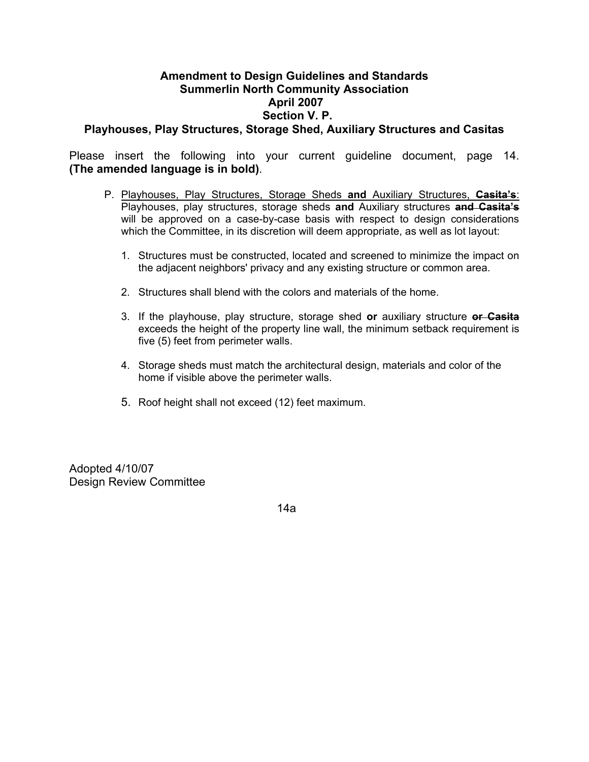**Amendment to Design Guidelines and Standards**
**Summerlin North Community Association**
**April 2007**
**Section V. P.**
**Playhouses, Play Structures, Storage Shed, Auxiliary Structures and Casitas**

Please insert the following into your current guideline document, page 14. **(The amended language is in bold)**.

P. Playhouses, Play Structures, Storage Sheds **and** Auxiliary Structures, ~~**Casita's**~~: Playhouses, play structures, storage sheds **and** Auxiliary structures ~~**and Casita's**~~ will be approved on a case-by-case basis with respect to design considerations which the Committee, in its discretion will deem appropriate, as well as lot layout:

1. Structures must be constructed, located and screened to minimize the impact on the adjacent neighbors' privacy and any existing structure or common area.

2. Structures shall blend with the colors and materials of the home.

3. If the playhouse, play structure, storage shed **or** auxiliary structure ~~**or Casita**~~ exceeds the height of the property line wall, the minimum setback requirement is five (5) feet from perimeter walls.

4. Storage sheds must match the architectural design, materials and color of the home if visible above the perimeter walls.

5. Roof height shall not exceed (12) feet maximum.

Adopted 4/10/07
Design Review Committee

14a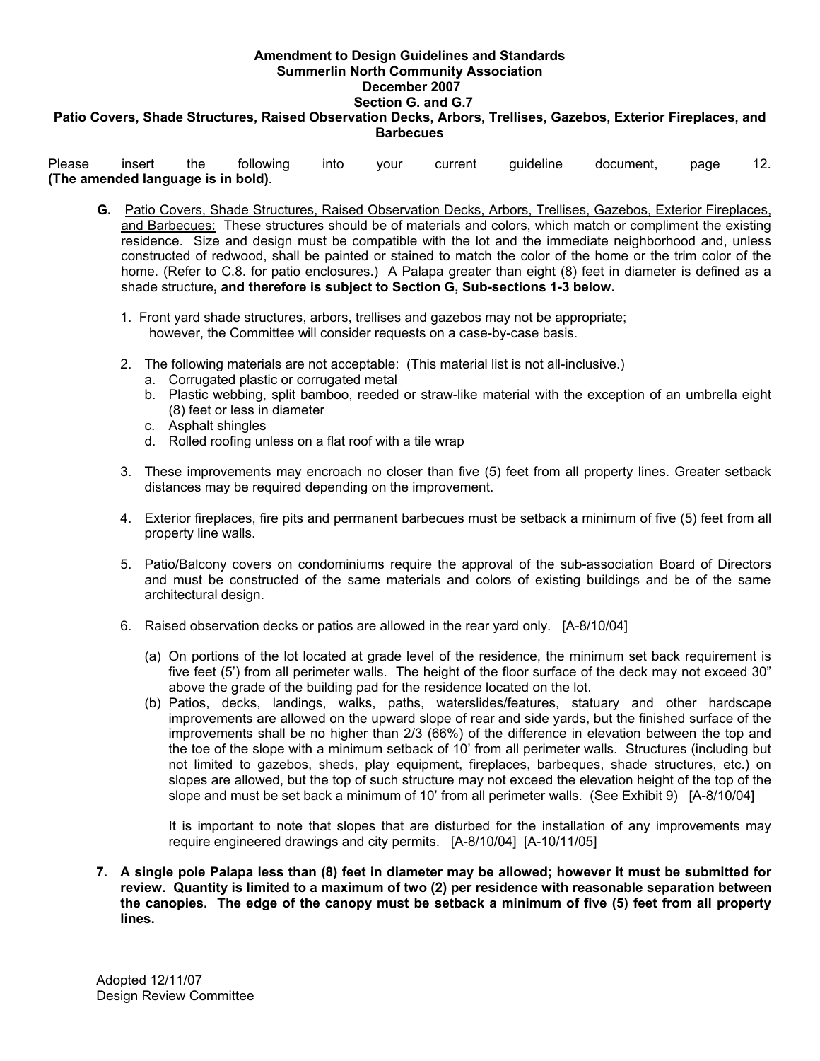**Amendment to Design Guidelines and Standards**
**Summerlin North Community Association**
**December 2007**
**Section G. and G.7**
**Patio Covers, Shade Structures, Raised Observation Decks, Arbors, Trellises, Gazebos, Exterior Fireplaces, and Barbecues**

Please insert the following into your current guideline document, page 12. **(The amended language is in bold)**.

**G.** <u>Patio Covers, Shade Structures, Raised Observation Decks, Arbors, Trellises, Gazebos, Exterior Fireplaces, and Barbecues:</u> These structures should be of materials and colors, which match or compliment the existing residence. Size and design must be compatible with the lot and the immediate neighborhood and, unless constructed of redwood, shall be painted or stained to match the color of the home or the trim color of the home. (Refer to C.8. for patio enclosures.) A Palapa greater than eight (8) feet in diameter is defined as a shade structure**, and therefore is subject to Section G, Sub-sections 1-3 below.**

1. Front yard shade structures, arbors, trellises and gazebos may not be appropriate; however, the Committee will consider requests on a case-by-case basis.

2. The following materials are not acceptable: (This material list is not all-inclusive.)
   a. Corrugated plastic or corrugated metal
   b. Plastic webbing, split bamboo, reeded or straw-like material with the exception of an umbrella eight (8) feet or less in diameter
   c. Asphalt shingles
   d. Rolled roofing unless on a flat roof with a tile wrap

3. These improvements may encroach no closer than five (5) feet from all property lines. Greater setback distances may be required depending on the improvement.

4. Exterior fireplaces, fire pits and permanent barbecues must be setback a minimum of five (5) feet from all property line walls.

5. Patio/Balcony covers on condominiums require the approval of the sub-association Board of Directors and must be constructed of the same materials and colors of existing buildings and be of the same architectural design.

6. Raised observation decks or patios are allowed in the rear yard only. [A-8/10/04]

   (a) On portions of the lot located at grade level of the residence, the minimum set back requirement is five feet (5') from all perimeter walls. The height of the floor surface of the deck may not exceed 30" above the grade of the building pad for the residence located on the lot.

   (b) Patios, decks, landings, walks, paths, waterslides/features, statuary and other hardscape improvements are allowed on the upward slope of rear and side yards, but the finished surface of the improvements shall be no higher than 2/3 (66%) of the difference in elevation between the top and the toe of the slope with a minimum setback of 10' from all perimeter walls. Structures (including but not limited to gazebos, sheds, play equipment, fireplaces, barbeques, shade structures, etc.) on slopes are allowed, but the top of such structure may not exceed the elevation height of the top of the slope and must be set back a minimum of 10' from all perimeter walls. (See Exhibit 9) [A-8/10/04]

   It is important to note that slopes that are disturbed for the installation of <u>any improvements</u> may require engineered drawings and city permits. [A-8/10/04] [A-10/11/05]

**7. A single pole Palapa less than (8) feet in diameter may be allowed; however it must be submitted for review. Quantity is limited to a maximum of two (2) per residence with reasonable separation between the canopies. The edge of the canopy must be setback a minimum of five (5) feet from all property lines.**

Adopted 12/11/07
Design Review Committee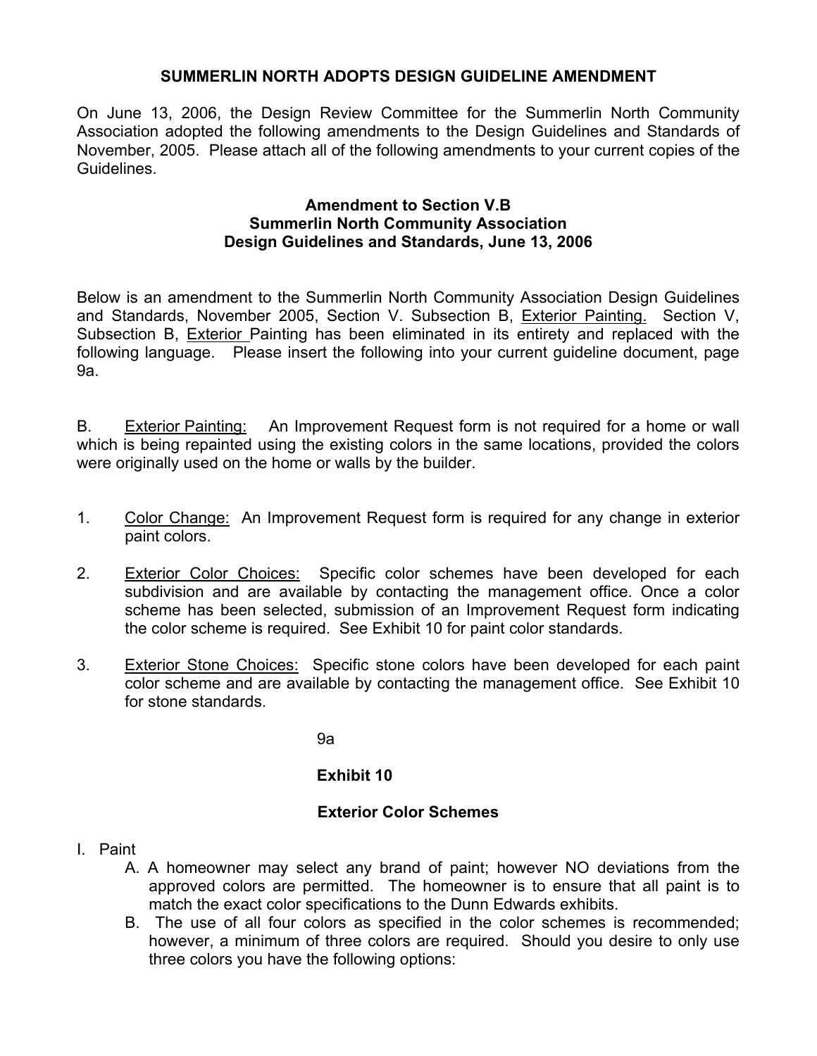# SUMMERLIN NORTH ADOPTS DESIGN GUIDELINE AMENDMENT

On June 13, 2006, the Design Review Committee for the Summerlin North Community Association adopted the following amendments to the Design Guidelines and Standards of November, 2005. Please attach all of the following amendments to your current copies of the Guidelines.

## Amendment to Section V.B
## Summerlin North Community Association
## Design Guidelines and Standards, June 13, 2006

Below is an amendment to the Summerlin North Community Association Design Guidelines and Standards, November 2005, Section V. Subsection B, <u>Exterior Painting.</u> Section V, Subsection B, <u>Exterior</u> Painting has been eliminated in its entirety and replaced with the following language. Please insert the following into your current guideline document, page 9a.

B. <u>Exterior Painting:</u> An Improvement Request form is not required for a home or wall which is being repainted using the existing colors in the same locations, provided the colors were originally used on the home or walls by the builder.

1. <u>Color Change:</u> An Improvement Request form is required for any change in exterior paint colors.

2. <u>Exterior Color Choices:</u> Specific color schemes have been developed for each subdivision and are available by contacting the management office. Once a color scheme has been selected, submission of an Improvement Request form indicating the color scheme is required. See Exhibit 10 for paint color standards.

3. <u>Exterior Stone Choices:</u> Specific stone colors have been developed for each paint color scheme and are available by contacting the management office. See Exhibit 10 for stone standards.

9a

## Exhibit 10

## Exterior Color Schemes

I. Paint
   - A. A homeowner may select any brand of paint; however NO deviations from the approved colors are permitted. The homeowner is to ensure that all paint is to match the exact color specifications to the Dunn Edwards exhibits.
   - B. The use of all four colors as specified in the color schemes is recommended; however, a minimum of three colors are required. Should you desire to only use three colors you have the following options: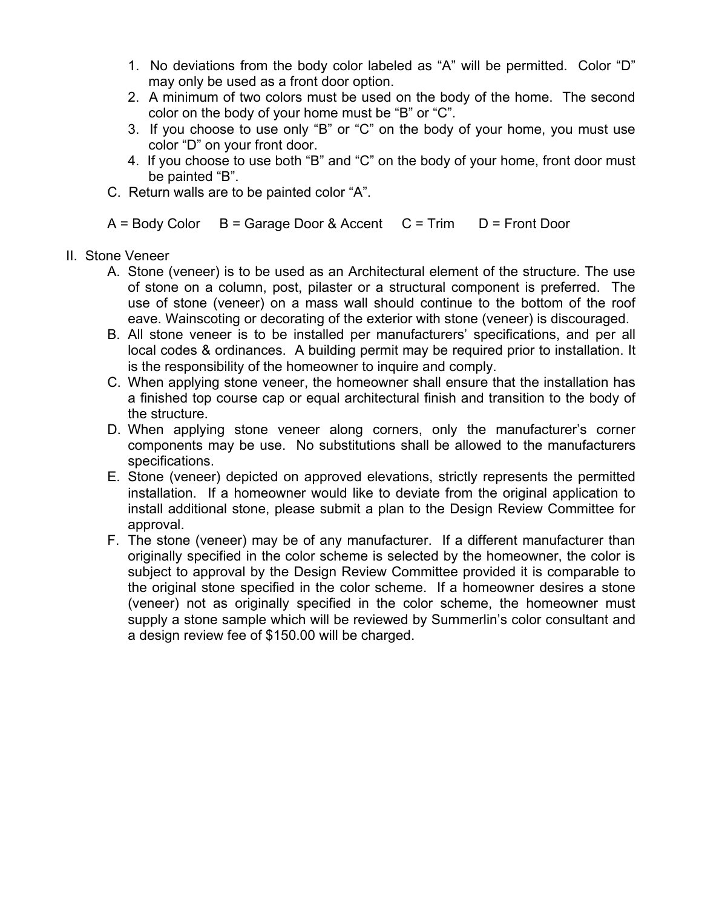1. No deviations from the body color labeled as “A” will be permitted. Color “D” may only be used as a front door option.
2. A minimum of two colors must be used on the body of the home. The second color on the body of your home must be “B” or “C”.
3. If you choose to use only “B” or “C” on the body of your home, you must use color “D” on your front door.
4. If you choose to use both “B” and “C” on the body of your home, front door must be painted “B”.

C. Return walls are to be painted color “A”.

A = Body Color B = Garage Door & Accent C = Trim D = Front Door

II. Stone Veneer

A. Stone (veneer) is to be used as an Architectural element of the structure. The use of stone on a column, post, pilaster or a structural component is preferred. The use of stone (veneer) on a mass wall should continue to the bottom of the roof eave. Wainscoting or decorating of the exterior with stone (veneer) is discouraged.

B. All stone veneer is to be installed per manufacturers' specifications, and per all local codes & ordinances. A building permit may be required prior to installation. It is the responsibility of the homeowner to inquire and comply.

C. When applying stone veneer, the homeowner shall ensure that the installation has a finished top course cap or equal architectural finish and transition to the body of the structure.

D. When applying stone veneer along corners, only the manufacturer's corner components may be use. No substitutions shall be allowed to the manufacturers specifications.

E. Stone (veneer) depicted on approved elevations, strictly represents the permitted installation. If a homeowner would like to deviate from the original application to install additional stone, please submit a plan to the Design Review Committee for approval.

F. The stone (veneer) may be of any manufacturer. If a different manufacturer than originally specified in the color scheme is selected by the homeowner, the color is subject to approval by the Design Review Committee provided it is comparable to the original stone specified in the color scheme. If a homeowner desires a stone (veneer) not as originally specified in the color scheme, the homeowner must supply a stone sample which will be reviewed by Summerlin's color consultant and a design review fee of $150.00 will be charged.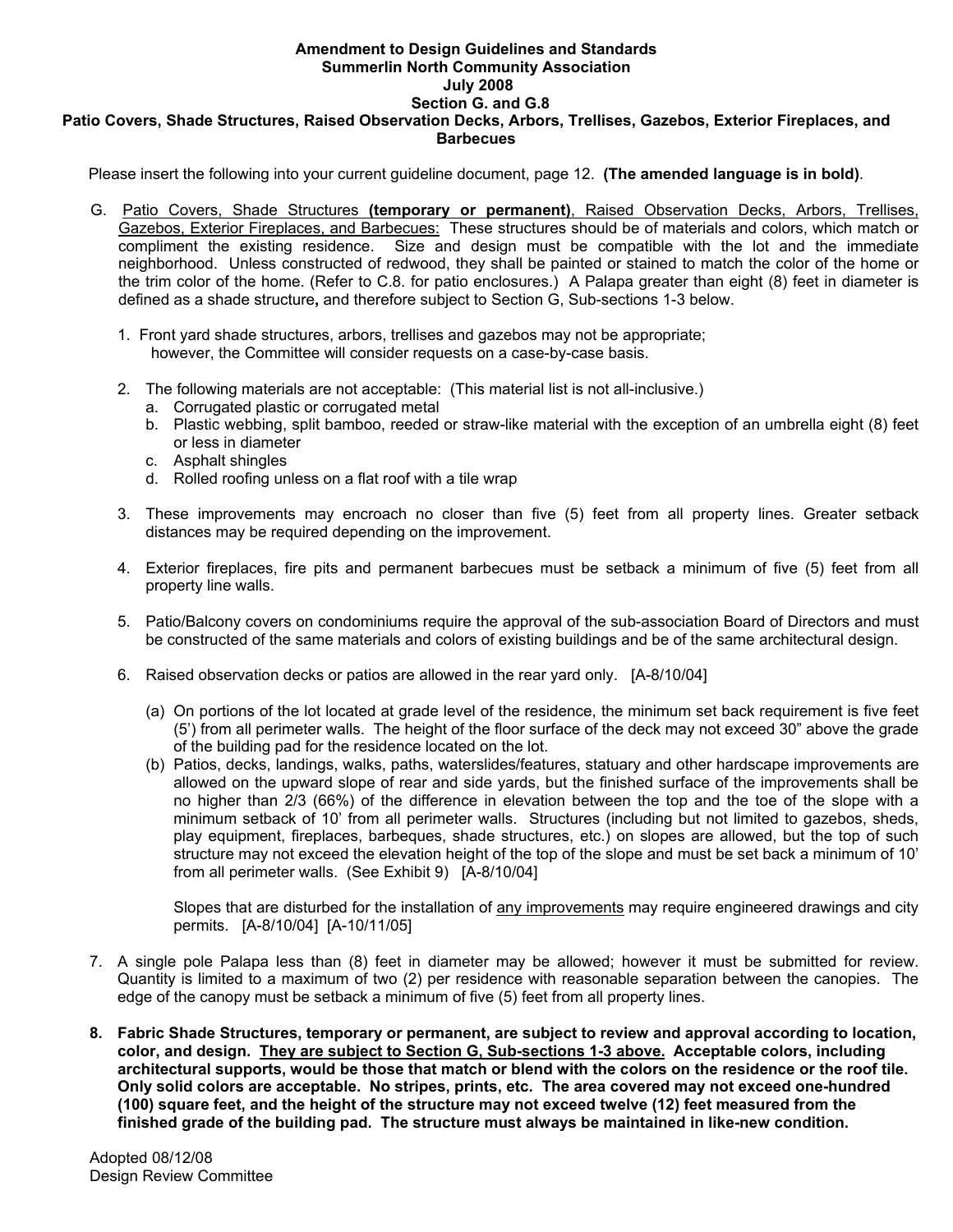**Amendment to Design Guidelines and Standards**
**Summerlin North Community Association**
**July 2008**
**Section G. and G.8**
**Patio Covers, Shade Structures, Raised Observation Decks, Arbors, Trellises, Gazebos, Exterior Fireplaces, and Barbecues**

Please insert the following into your current guideline document, page 12. **(The amended language is in bold)**.

G. Patio Covers, Shade Structures **(temporary or permanent)**, Raised Observation Decks, Arbors, Trellises, Gazebos, Exterior Fireplaces, and Barbecues: These structures should be of materials and colors, which match or compliment the existing residence. Size and design must be compatible with the lot and the immediate neighborhood. Unless constructed of redwood, they shall be painted or stained to match the color of the home or the trim color of the home. (Refer to C.8. for patio enclosures.) A Palapa greater than eight (8) feet in diameter is defined as a shade structure**,** and therefore subject to Section G, Sub-sections 1-3 below.

1. Front yard shade structures, arbors, trellises and gazebos may not be appropriate; however, the Committee will consider requests on a case-by-case basis.

2. The following materials are not acceptable: (This material list is not all-inclusive.)
   a. Corrugated plastic or corrugated metal
   b. Plastic webbing, split bamboo, reeded or straw-like material with the exception of an umbrella eight (8) feet or less in diameter
   c. Asphalt shingles
   d. Rolled roofing unless on a flat roof with a tile wrap

3. These improvements may encroach no closer than five (5) feet from all property lines. Greater setback distances may be required depending on the improvement.

4. Exterior fireplaces, fire pits and permanent barbecues must be setback a minimum of five (5) feet from all property line walls.

5. Patio/Balcony covers on condominiums require the approval of the sub-association Board of Directors and must be constructed of the same materials and colors of existing buildings and be of the same architectural design.

6. Raised observation decks or patios are allowed in the rear yard only. [A-8/10/04]

   (a) On portions of the lot located at grade level of the residence, the minimum set back requirement is five feet (5') from all perimeter walls. The height of the floor surface of the deck may not exceed 30" above the grade of the building pad for the residence located on the lot.

   (b) Patios, decks, landings, walks, paths, waterslides/features, statuary and other hardscape improvements are allowed on the upward slope of rear and side yards, but the finished surface of the improvements shall be no higher than 2/3 (66%) of the difference in elevation between the top and the toe of the slope with a minimum setback of 10' from all perimeter walls. Structures (including but not limited to gazebos, sheds, play equipment, fireplaces, barbeques, shade structures, etc.) on slopes are allowed, but the top of such structure may not exceed the elevation height of the top of the slope and must be set back a minimum of 10' from all perimeter walls. (See Exhibit 9) [A-8/10/04]

   Slopes that are disturbed for the installation of any improvements may require engineered drawings and city permits. [A-8/10/04] [A-10/11/05]

7. A single pole Palapa less than (8) feet in diameter may be allowed; however it must be submitted for review. Quantity is limited to a maximum of two (2) per residence with reasonable separation between the canopies. The edge of the canopy must be setback a minimum of five (5) feet from all property lines.

**8. Fabric Shade Structures, temporary or permanent, are subject to review and approval according to location, color, and design. They are subject to Section G, Sub-sections 1-3 above. Acceptable colors, including architectural supports, would be those that match or blend with the colors on the residence or the roof tile. Only solid colors are acceptable. No stripes, prints, etc. The area covered may not exceed one-hundred (100) square feet, and the height of the structure may not exceed twelve (12) feet measured from the finished grade of the building pad. The structure must always be maintained in like-new condition.**

Adopted 08/12/08
Design Review Committee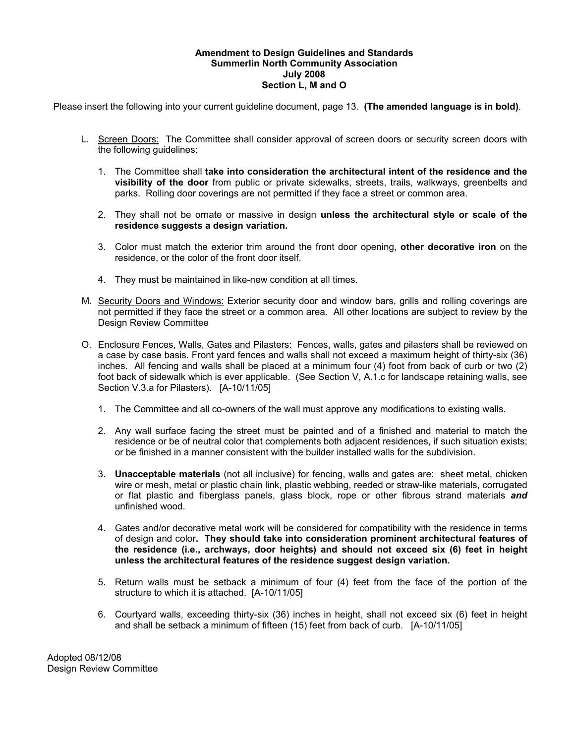**Amendment to Design Guidelines and Standards**
**Summerlin North Community Association**
**July 2008**
**Section L, M and O**

Please insert the following into your current guideline document, page 13. **(The amended language is in bold)**.

L. Screen Doors: The Committee shall consider approval of screen doors or security screen doors with the following guidelines:

1. The Committee shall **take into consideration the architectural intent of the residence and the visibility of the door** from public or private sidewalks, streets, trails, walkways, greenbelts and parks. Rolling door coverings are not permitted if they face a street or common area.

2. They shall not be ornate or massive in design **unless the architectural style or scale of the residence suggests a design variation.**

3. Color must match the exterior trim around the front door opening, **other decorative iron** on the residence, or the color of the front door itself.

4. They must be maintained in like-new condition at all times.

M. Security Doors and Windows: Exterior security door and window bars, grills and rolling coverings are not permitted if they face the street or a common area. All other locations are subject to review by the Design Review Committee

O. Enclosure Fences, Walls, Gates and Pilasters: Fences, walls, gates and pilasters shall be reviewed on a case by case basis. Front yard fences and walls shall not exceed a maximum height of thirty-six (36) inches. All fencing and walls shall be placed at a minimum four (4) foot from back of curb or two (2) foot back of sidewalk which is ever applicable. (See Section V, A.1.c for landscape retaining walls, see Section V.3.a for Pilasters). [A-10/11/05]

1. The Committee and all co-owners of the wall must approve any modifications to existing walls.

2. Any wall surface facing the street must be painted and of a finished and material to match the residence or be of neutral color that complements both adjacent residences, if such situation exists; or be finished in a manner consistent with the builder installed walls for the subdivision.

3. **Unacceptable materials** (not all inclusive) for fencing, walls and gates are: sheet metal, chicken wire or mesh, metal or plastic chain link, plastic webbing, reeded or straw-like materials, corrugated or flat plastic and fiberglass panels, glass block, rope or other fibrous strand materials ***and*** unfinished wood.

4. Gates and/or decorative metal work will be considered for compatibility with the residence in terms of design and color**. They should take into consideration prominent architectural features of the residence (i.e., archways, door heights) and should not exceed six (6) feet in height unless the architectural features of the residence suggest design variation.**

5. Return walls must be setback a minimum of four (4) feet from the face of the portion of the structure to which it is attached. [A-10/11/05]

6. Courtyard walls, exceeding thirty-six (36) inches in height, shall not exceed six (6) feet in height and shall be setback a minimum of fifteen (15) feet from back of curb. [A-10/11/05]

Adopted 08/12/08
Design Review Committee